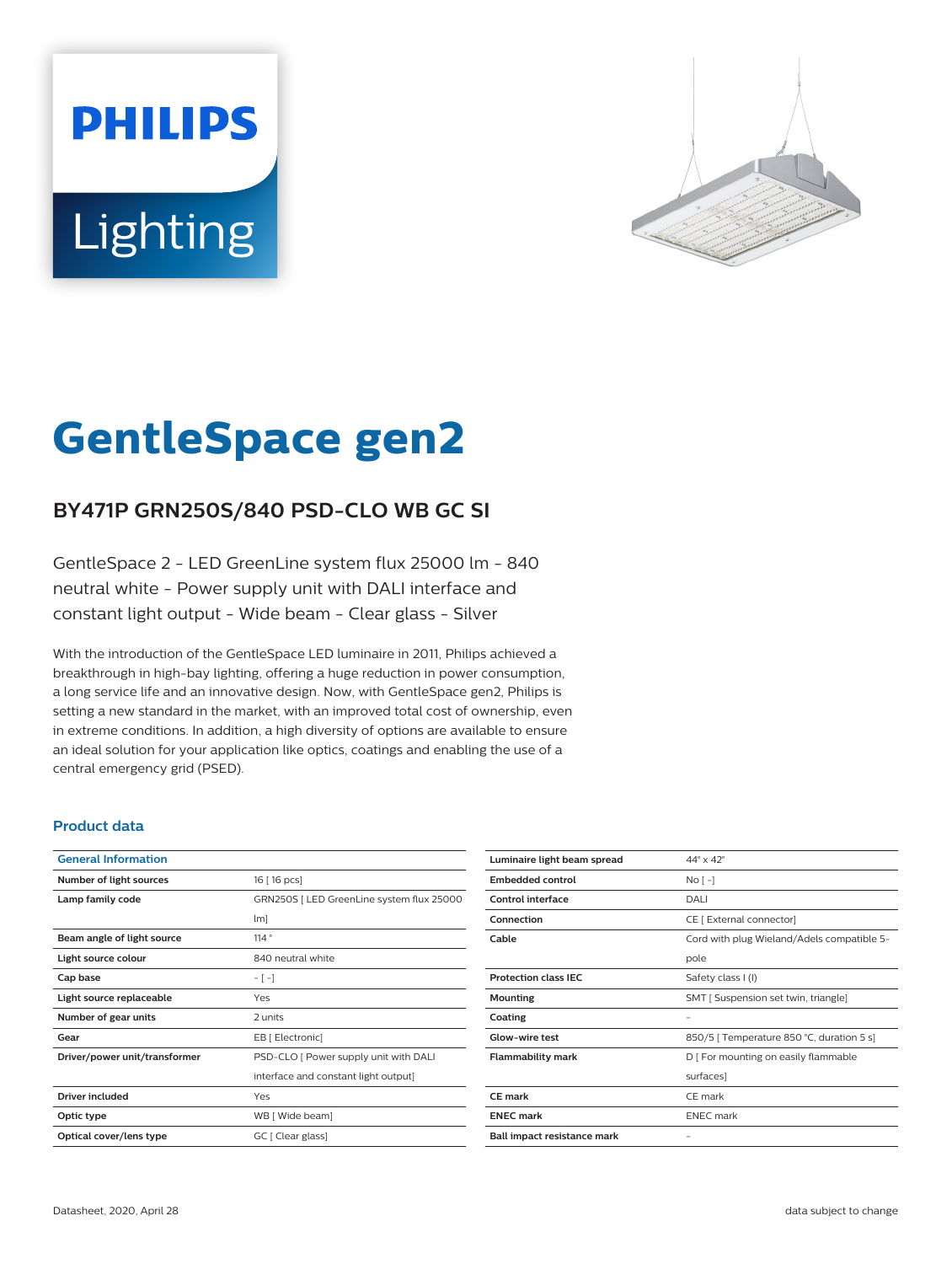# GentleSpace gen2

## BY471P GRN250S/840 PSD-CLO WB GC SI

GentleSpace 2 - LED GreenLine system flux 25000 lm - 840 neutral white - Power supply unit with DALI interface and constant light output - Wide beam - Clear glass - Silver

With the introduction of the GentleSpace LED luminaire in 2011, Philips achieved a breakthrough in high-bay lighting, offering a huge reduction in power consumption, a long service life and an innovative design. Now, with GentleSpace gen2, Philips is setting a new standard in the market, with an improved total cost of ownership, even in extreme conditions. In addition, a high diversity of options are available to ensure an ideal solution for your application like optics, coatings and enabling the use of a central emergency grid (PSED).

### Product data

| General Information | |
|---|---|
| Number of light sources | 16 [ 16 pcs] |
| Lamp family code | GRN250S [ LED GreenLine system flux 25000 lm] |
| Beam angle of light source | 114 ° |
| Light source colour | 840 neutral white |
| Cap base | - [ -] |
| Light source replaceable | Yes |
| Number of gear units | 2 units |
| Gear | EB [ Electronic] |
| Driver/power unit/transformer | PSD-CLO [ Power supply unit with DALI interface and constant light output] |
| Driver included | Yes |
| Optic type | WB [ Wide beam] |
| Optical cover/lens type | GC [ Clear glass] |

| | |
|---|---|
| Luminaire light beam spread | 44° x 42° |
| Embedded control | No [ -] |
| Control interface | DALI |
| Connection | CE [ External connector] |
| Cable | Cord with plug Wieland/Adels compatible 5-pole |
| Protection class IEC | Safety class I (I) |
| Mounting | SMT [ Suspension set twin, triangle] |
| Coating | - |
| Glow-wire test | 850/5 [ Temperature 850 °C, duration 5 s] |
| Flammability mark | D [ For mounting on easily flammable surfaces] |
| CE mark | CE mark |
| ENEC mark | ENEC mark |
| Ball impact resistance mark | - |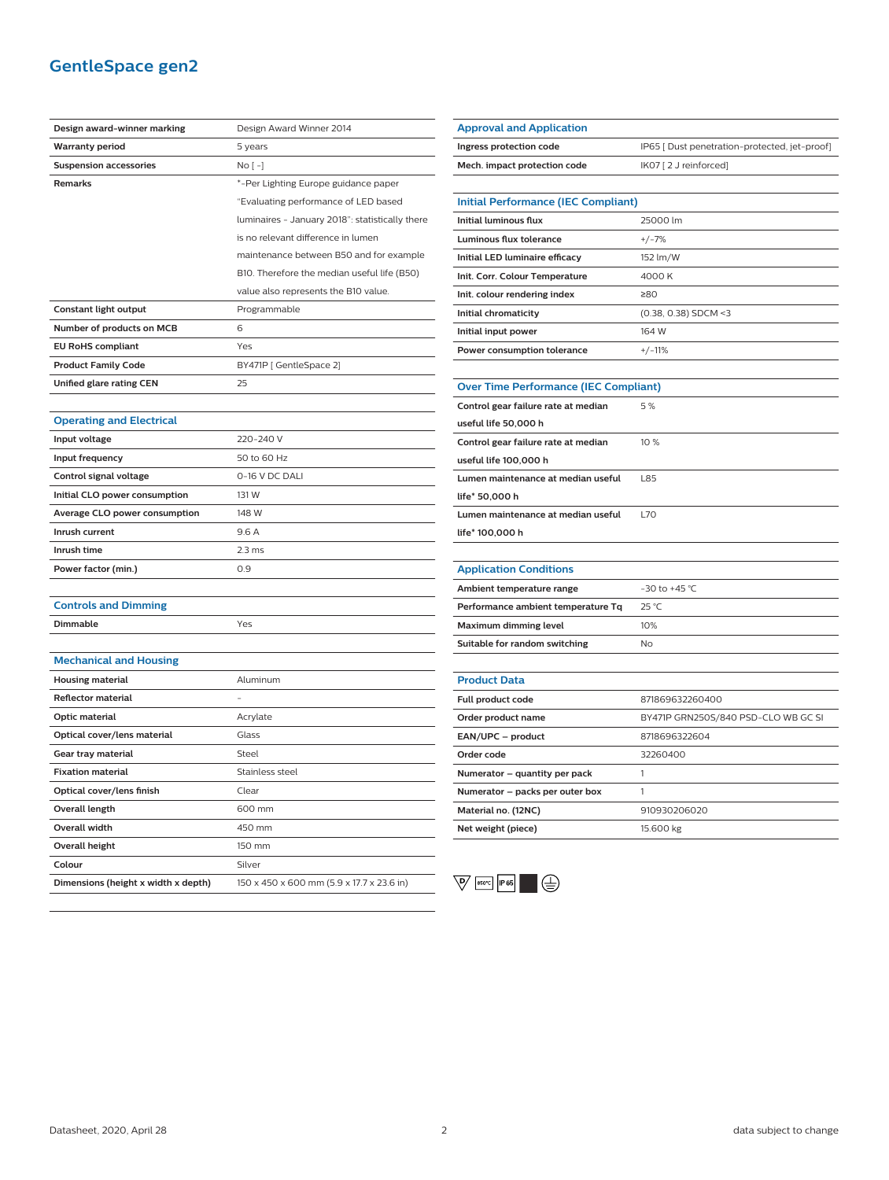# GentleSpace gen2

| | |
|---|---|
| **Design award-winner marking** | Design Award Winner 2014 |
| **Warranty period** | 5 years |
| **Suspension accessories** | No [ - ] |
| **Remarks** | *-Per Lighting Europe guidance paper "Evaluating performance of LED based luminaires - January 2018": statistically there is no relevant difference in lumen maintenance between B50 and for example B10. Therefore the median useful life (B50) value also represents the B10 value. |
| **Constant light output** | Programmable |
| **Number of products on MCB** | 6 |
| **EU RoHS compliant** | Yes |
| **Product Family Code** | BY471P [ GentleSpace 2] |
| **Unified glare rating CEN** | 25 |

## Operating and Electrical

| | |
|---|---|
| **Input voltage** | 220-240 V |
| **Input frequency** | 50 to 60 Hz |
| **Control signal voltage** | 0-16 V DC DALI |
| **Initial CLO power consumption** | 131 W |
| **Average CLO power consumption** | 148 W |
| **Inrush current** | 9.6 A |
| **Inrush time** | 2.3 ms |
| **Power factor (min.)** | 0.9 |

## Controls and Dimming

| | |
|---|---|
| **Dimmable** | Yes |

## Mechanical and Housing

| | |
|---|---|
| **Housing material** | Aluminum |
| **Reflector material** | - |
| **Optic material** | Acrylate |
| **Optical cover/lens material** | Glass |
| **Gear tray material** | Steel |
| **Fixation material** | Stainless steel |
| **Optical cover/lens finish** | Clear |
| **Overall length** | 600 mm |
| **Overall width** | 450 mm |
| **Overall height** | 150 mm |
| **Colour** | Silver |
| **Dimensions (height x width x depth)** | 150 x 450 x 600 mm (5.9 x 17.7 x 23.6 in) |

## Approval and Application

| | |
|---|---|
| **Ingress protection code** | IP65 [ Dust penetration-protected, jet-proof] |
| **Mech. impact protection code** | IK07 [ 2 J reinforced] |

## Initial Performance (IEC Compliant)

| | |
|---|---|
| **Initial luminous flux** | 25000 lm |
| **Luminous flux tolerance** | +/-7% |
| **Initial LED luminaire efficacy** | 152 lm/W |
| **Init. Corr. Colour Temperature** | 4000 K |
| **Init. colour rendering index** | ≥80 |
| **Initial chromaticity** | (0.38, 0.38) SDCM <3 |
| **Initial input power** | 164 W |
| **Power consumption tolerance** | +/-11% |

## Over Time Performance (IEC Compliant)

| | |
|---|---|
| **Control gear failure rate at median useful life 50,000 h** | 5 % |
| **Control gear failure rate at median useful life 100,000 h** | 10 % |
| **Lumen maintenance at median useful life* 50,000 h** | L85 |
| **Lumen maintenance at median useful life* 100,000 h** | L70 |

## Application Conditions

| | |
|---|---|
| **Ambient temperature range** | -30 to +45 °C |
| **Performance ambient temperature Tq** | 25 °C |
| **Maximum dimming level** | 10% |
| **Suitable for random switching** | No |

## Product Data

| | |
|---|---|
| **Full product code** | 871869632260400 |
| **Order product name** | BY471P GRN250S/840 PSD-CLO WB GC SI |
| **EAN/UPC – product** | 8718696322604 |
| **Order code** | 32260400 |
| **Numerator – quantity per pack** | 1 |
| **Numerator – packs per outer box** | 1 |
| **Material no. (12NC)** | 910930206020 |
| **Net weight (piece)** | 15.600 kg |

D 850°C IP65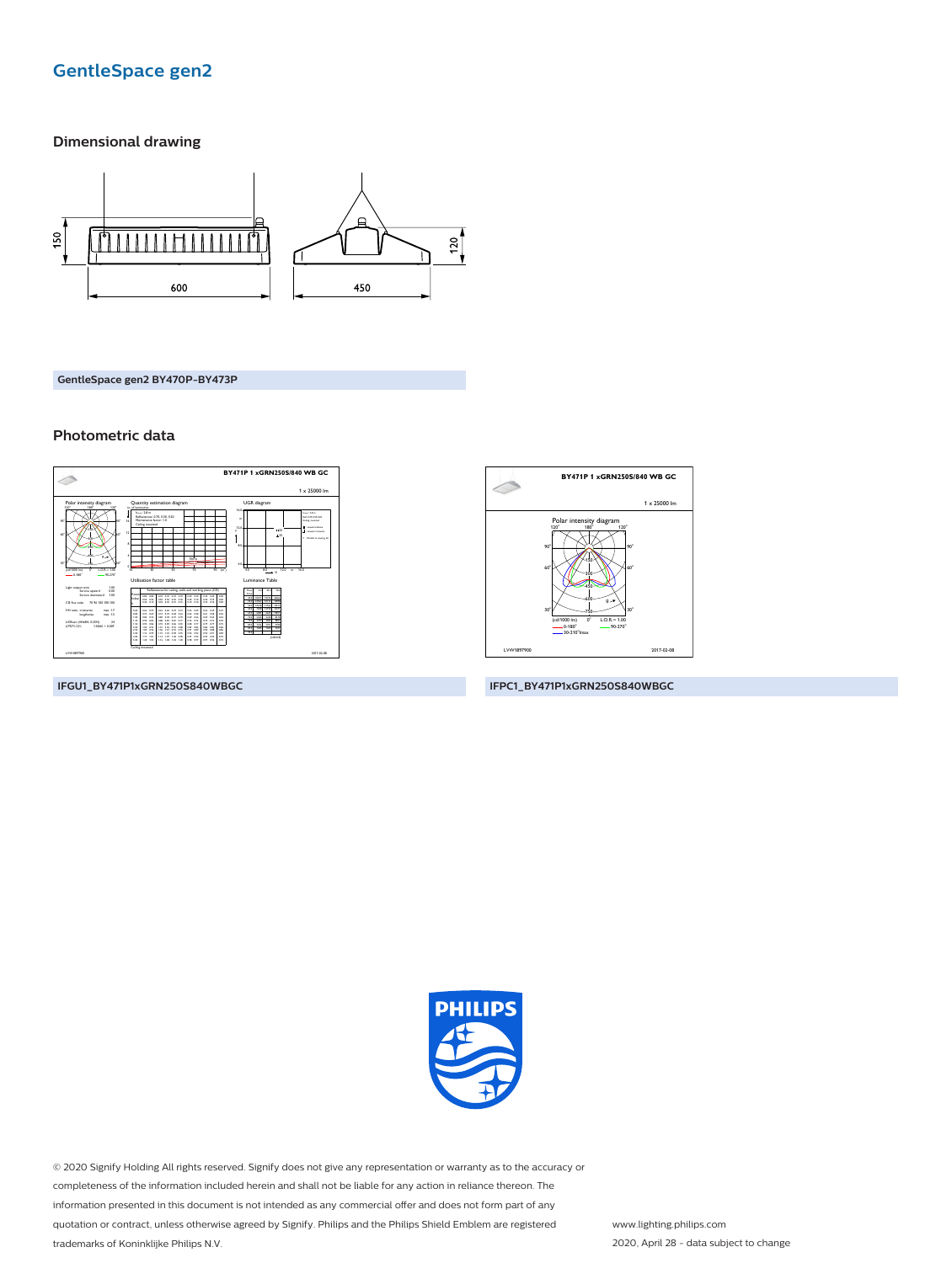## GentleSpace gen2

### Dimensional drawing

150

600

450

120

GentleSpace gen2 BY470P-BY473P

### Photometric data

BY471P 1 xGRN250S/840 WB GC

1 x 25000 lm

IFGU1_BY471P1xGRN250S840WBGC

BY471P 1 xGRN250S/840 WB GC

1 x 25000 lm

Polar intensity diagram

(cd/1000 lm) 0° L.O.R.= 1.00

0-180°

90-270°

30-210°Imax

LVW1897900 2017-02-08

IFPC1_BY471P1xGRN250S840WBGC

© 2020 Signify Holding All rights reserved. Signify does not give any representation or warranty as to the accuracy or completeness of the information included herein and shall not be liable for any action in reliance thereon. The information presented in this document is not intended as any commercial offer and does not form part of any quotation or contract, unless otherwise agreed by Signify. Philips and the Philips Shield Emblem are registered trademarks of Koninklijke Philips N.V.

www.lighting.philips.com

2020, April 28 - data subject to change